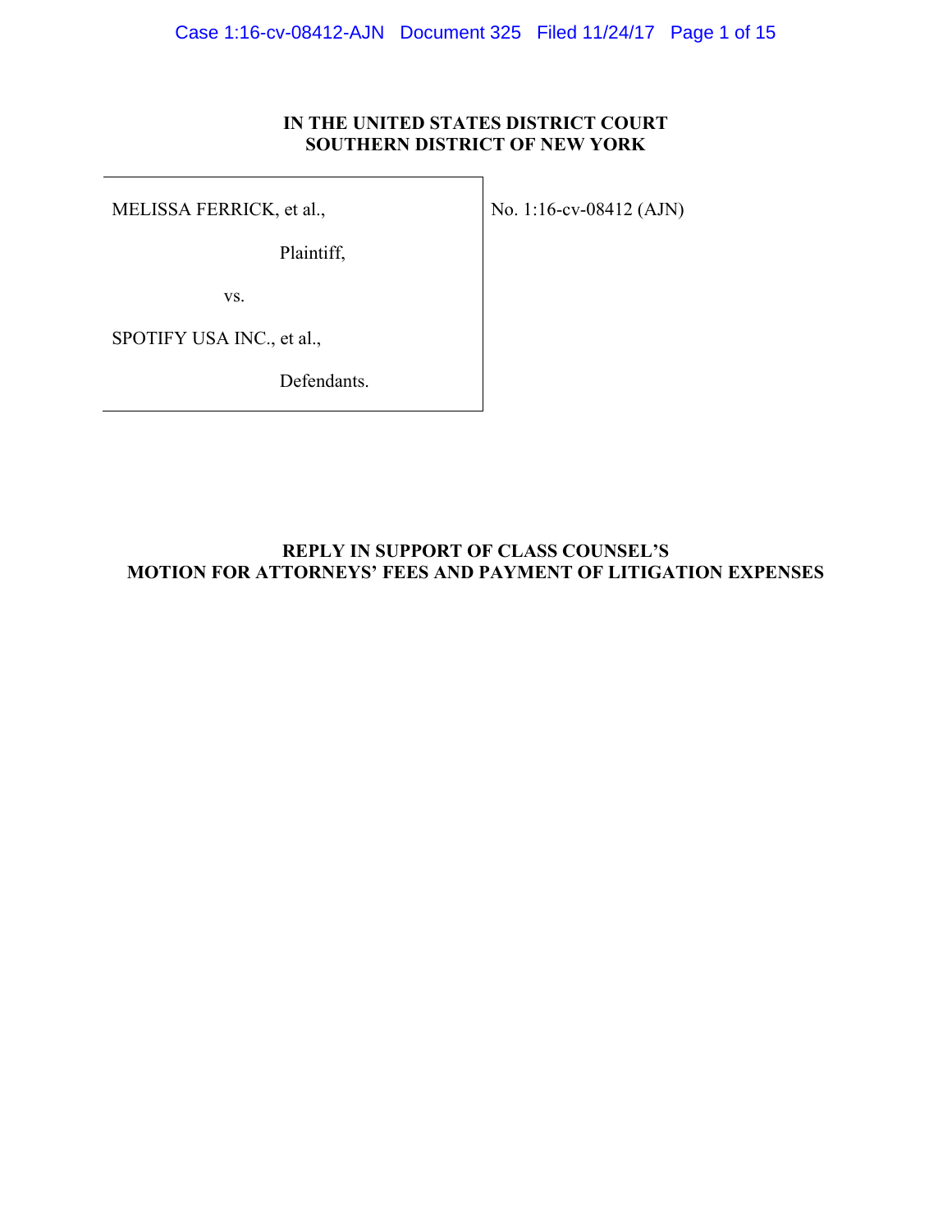**IN THE UNITED STATES DISTRICT COURT**
**SOUTHERN DISTRICT OF NEW YORK**

| | |
|---|---|
| MELISSA FERRICK, et al., <br> Plaintiff, <br> vs. <br> SPOTIFY USA INC., et al., <br> Defendants. | No. 1:16-cv-08412 (AJN) |

**REPLY IN SUPPORT OF CLASS COUNSEL'S MOTION FOR ATTORNEYS' FEES AND PAYMENT OF LITIGATION EXPENSES**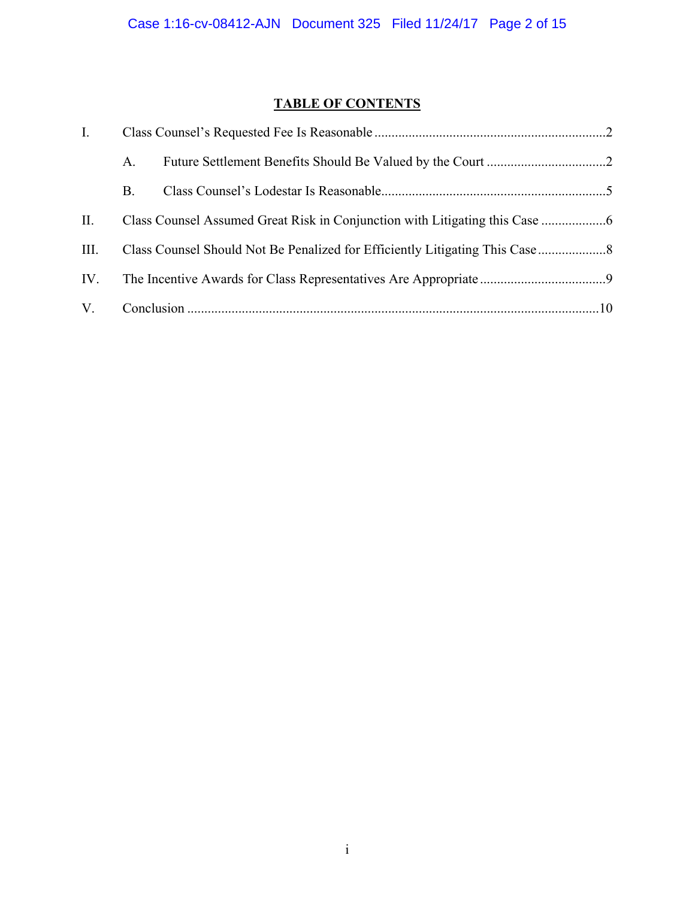# TABLE OF CONTENTS

I. Class Counsel's Requested Fee Is Reasonable ....................................................................2

A. Future Settlement Benefits Should Be Valued by the Court ..................................2

B. Class Counsel's Lodestar Is Reasonable.................................................................5

II. Class Counsel Assumed Great Risk in Conjunction with Litigating this Case ...................6

III. Class Counsel Should Not Be Penalized for Efficiently Litigating This Case....................8

IV. The Incentive Awards for Class Representatives Are Appropriate ....................................9

V. Conclusion .......................................................................................................................10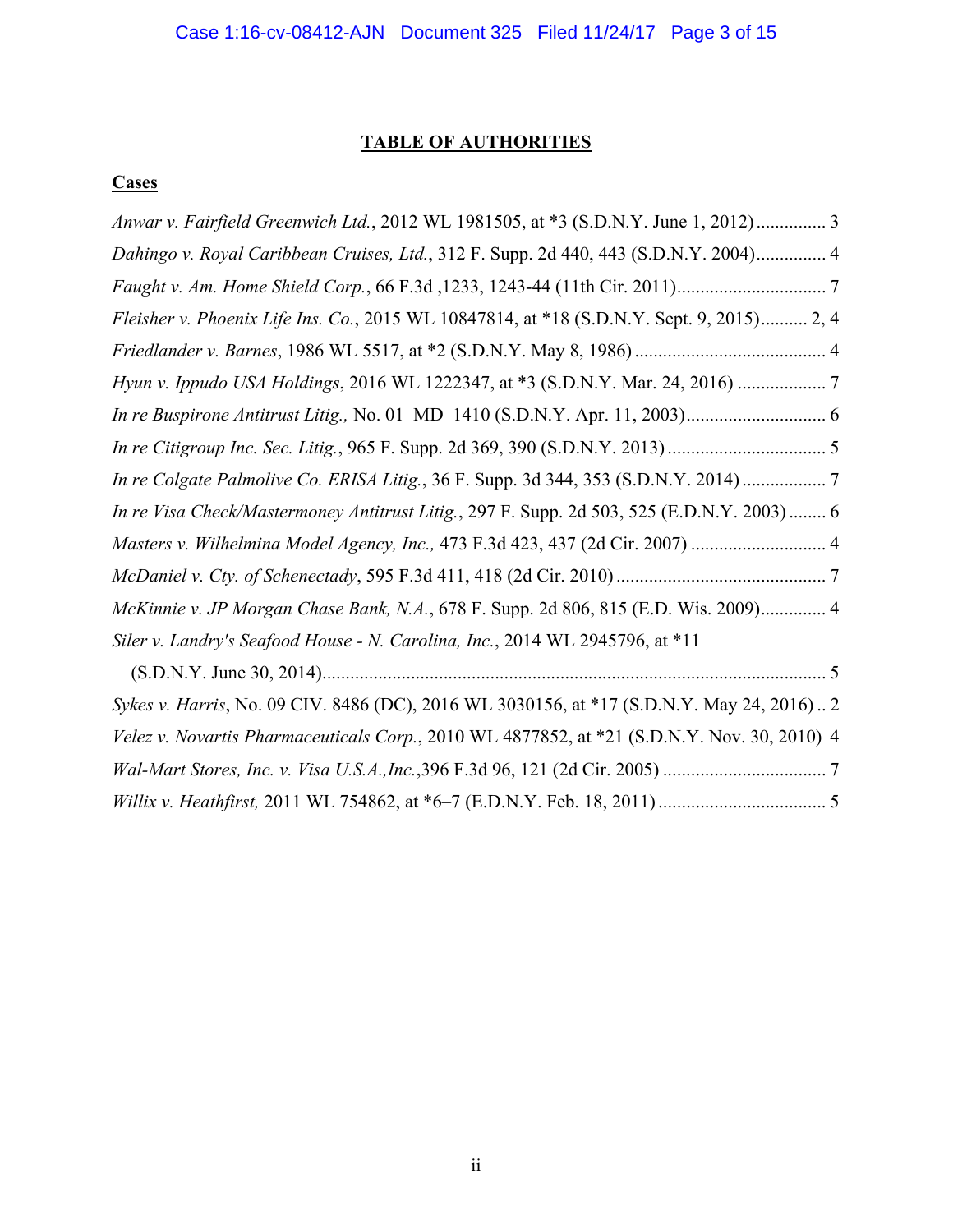## TABLE OF AUTHORITIES

### Cases

*Anwar v. Fairfield Greenwich Ltd.*, 2012 WL 1981505, at *3 (S.D.N.Y. June 1, 2012)............... 3

*Dahingo v. Royal Caribbean Cruises, Ltd.*, 312 F. Supp. 2d 440, 443 (S.D.N.Y. 2004)............... 4

*Faught v. Am. Home Shield Corp.*, 66 F.3d ,1233, 1243-44 (11th Cir. 2011)................................ 7

*Fleisher v. Phoenix Life Ins. Co.*, 2015 WL 10847814, at *18 (S.D.N.Y. Sept. 9, 2015).......... 2, 4

*Friedlander v. Barnes*, 1986 WL 5517, at *2 (S.D.N.Y. May 8, 1986) ......................................... 4

*Hyun v. Ippudo USA Holdings*, 2016 WL 1222347, at *3 (S.D.N.Y. Mar. 24, 2016) ................... 7

*In re Buspirone Antitrust Litig.,* No. 01–MD–1410 (S.D.N.Y. Apr. 11, 2003).............................. 6

*In re Citigroup Inc. Sec. Litig.*, 965 F. Supp. 2d 369, 390 (S.D.N.Y. 2013) .................................. 5

*In re Colgate Palmolive Co. ERISA Litig.*, 36 F. Supp. 3d 344, 353 (S.D.N.Y. 2014) .................. 7

*In re Visa Check/Mastermoney Antitrust Litig.*, 297 F. Supp. 2d 503, 525 (E.D.N.Y. 2003) ........ 6

*Masters v. Wilhelmina Model Agency, Inc.,* 473 F.3d 423, 437 (2d Cir. 2007) ............................. 4

*McDaniel v. Cty. of Schenectady*, 595 F.3d 411, 418 (2d Cir. 2010) ............................................. 7

*McKinnie v. JP Morgan Chase Bank, N.A.*, 678 F. Supp. 2d 806, 815 (E.D. Wis. 2009).............. 4

*Siler v. Landry's Seafood House - N. Carolina, Inc.*, 2014 WL 2945796, at *11 (S.D.N.Y. June 30, 2014)............................................................................................................ 5

*Sykes v. Harris*, No. 09 CIV. 8486 (DC), 2016 WL 3030156, at *17 (S.D.N.Y. May 24, 2016) .. 2

*Velez v. Novartis Pharmaceuticals Corp.*, 2010 WL 4877852, at *21 (S.D.N.Y. Nov. 30, 2010) 4

*Wal-Mart Stores, Inc. v. Visa U.S.A.,Inc.*,396 F.3d 96, 121 (2d Cir. 2005) ................................... 7

*Willix v. Heathfirst,* 2011 WL 754862, at *6–7 (E.D.N.Y. Feb. 18, 2011) .................................... 5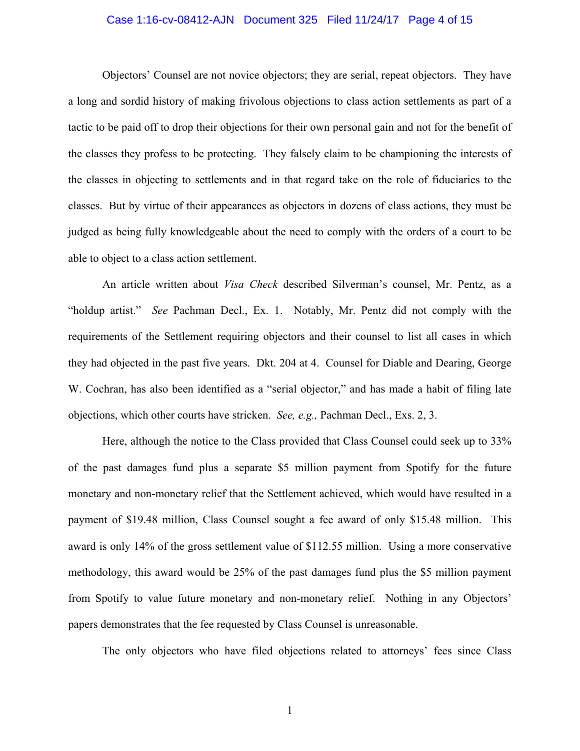Objectors' Counsel are not novice objectors; they are serial, repeat objectors. They have a long and sordid history of making frivolous objections to class action settlements as part of a tactic to be paid off to drop their objections for their own personal gain and not for the benefit of the classes they profess to be protecting. They falsely claim to be championing the interests of the classes in objecting to settlements and in that regard take on the role of fiduciaries to the classes. But by virtue of their appearances as objectors in dozens of class actions, they must be judged as being fully knowledgeable about the need to comply with the orders of a court to be able to object to a class action settlement.

An article written about *Visa Check* described Silverman's counsel, Mr. Pentz, as a "holdup artist." *See* Pachman Decl., Ex. 1. Notably, Mr. Pentz did not comply with the requirements of the Settlement requiring objectors and their counsel to list all cases in which they had objected in the past five years. Dkt. 204 at 4. Counsel for Diable and Dearing, George W. Cochran, has also been identified as a "serial objector," and has made a habit of filing late objections, which other courts have stricken. *See, e.g.,* Pachman Decl., Exs. 2, 3.

Here, although the notice to the Class provided that Class Counsel could seek up to 33% of the past damages fund plus a separate $5 million payment from Spotify for the future monetary and non-monetary relief that the Settlement achieved, which would have resulted in a payment of $19.48 million, Class Counsel sought a fee award of only $15.48 million. This award is only 14% of the gross settlement value of $112.55 million. Using a more conservative methodology, this award would be 25% of the past damages fund plus the $5 million payment from Spotify to value future monetary and non-monetary relief. Nothing in any Objectors' papers demonstrates that the fee requested by Class Counsel is unreasonable.

The only objectors who have filed objections related to attorneys' fees since Class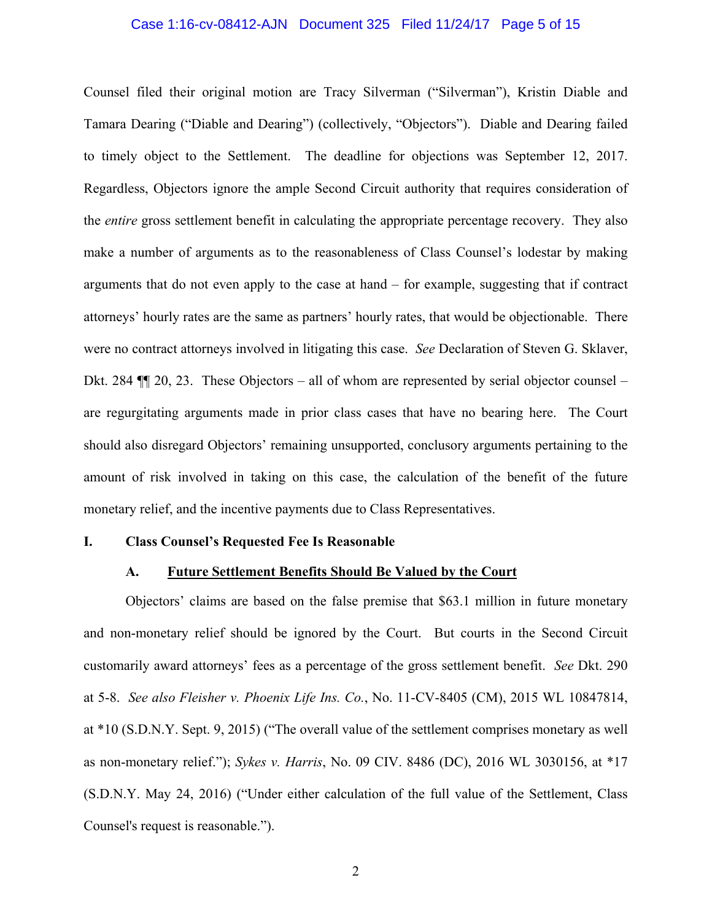Counsel filed their original motion are Tracy Silverman ("Silverman"), Kristin Diable and Tamara Dearing ("Diable and Dearing") (collectively, "Objectors"). Diable and Dearing failed to timely object to the Settlement. The deadline for objections was September 12, 2017. Regardless, Objectors ignore the ample Second Circuit authority that requires consideration of the *entire* gross settlement benefit in calculating the appropriate percentage recovery. They also make a number of arguments as to the reasonableness of Class Counsel's lodestar by making arguments that do not even apply to the case at hand – for example, suggesting that if contract attorneys' hourly rates are the same as partners' hourly rates, that would be objectionable. There were no contract attorneys involved in litigating this case. *See* Declaration of Steven G. Sklaver, Dkt. 284 ¶¶ 20, 23. These Objectors – all of whom are represented by serial objector counsel – are regurgitating arguments made in prior class cases that have no bearing here. The Court should also disregard Objectors' remaining unsupported, conclusory arguments pertaining to the amount of risk involved in taking on this case, the calculation of the benefit of the future monetary relief, and the incentive payments due to Class Representatives.

## I. Class Counsel's Requested Fee Is Reasonable

### A. Future Settlement Benefits Should Be Valued by the Court

Objectors' claims are based on the false premise that $63.1 million in future monetary and non-monetary relief should be ignored by the Court. But courts in the Second Circuit customarily award attorneys' fees as a percentage of the gross settlement benefit. *See* Dkt. 290 at 5-8. *See also Fleisher v. Phoenix Life Ins. Co.*, No. 11-CV-8405 (CM), 2015 WL 10847814, at *10 (S.D.N.Y. Sept. 9, 2015) ("The overall value of the settlement comprises monetary as well as non-monetary relief."); *Sykes v. Harris*, No. 09 CIV. 8486 (DC), 2016 WL 3030156, at *17 (S.D.N.Y. May 24, 2016) ("Under either calculation of the full value of the Settlement, Class Counsel's request is reasonable.").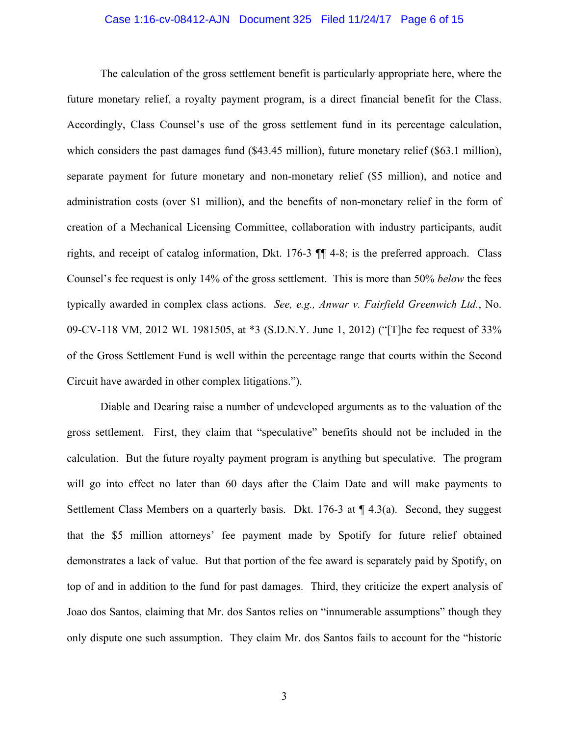The calculation of the gross settlement benefit is particularly appropriate here, where the future monetary relief, a royalty payment program, is a direct financial benefit for the Class. Accordingly, Class Counsel's use of the gross settlement fund in its percentage calculation, which considers the past damages fund ($43.45 million), future monetary relief ($63.1 million), separate payment for future monetary and non-monetary relief ($5 million), and notice and administration costs (over $1 million), and the benefits of non-monetary relief in the form of creation of a Mechanical Licensing Committee, collaboration with industry participants, audit rights, and receipt of catalog information, Dkt. 176-3 ¶¶ 4-8; is the preferred approach. Class Counsel's fee request is only 14% of the gross settlement. This is more than 50% *below* the fees typically awarded in complex class actions. *See, e.g., Anwar v. Fairfield Greenwich Ltd.*, No. 09-CV-118 VM, 2012 WL 1981505, at *3 (S.D.N.Y. June 1, 2012) ("[T]he fee request of 33% of the Gross Settlement Fund is well within the percentage range that courts within the Second Circuit have awarded in other complex litigations.").

Diable and Dearing raise a number of undeveloped arguments as to the valuation of the gross settlement. First, they claim that "speculative" benefits should not be included in the calculation. But the future royalty payment program is anything but speculative. The program will go into effect no later than 60 days after the Claim Date and will make payments to Settlement Class Members on a quarterly basis. Dkt. 176-3 at ¶ 4.3(a). Second, they suggest that the $5 million attorneys' fee payment made by Spotify for future relief obtained demonstrates a lack of value. But that portion of the fee award is separately paid by Spotify, on top of and in addition to the fund for past damages. Third, they criticize the expert analysis of Joao dos Santos, claiming that Mr. dos Santos relies on "innumerable assumptions" though they only dispute one such assumption. They claim Mr. dos Santos fails to account for the "historic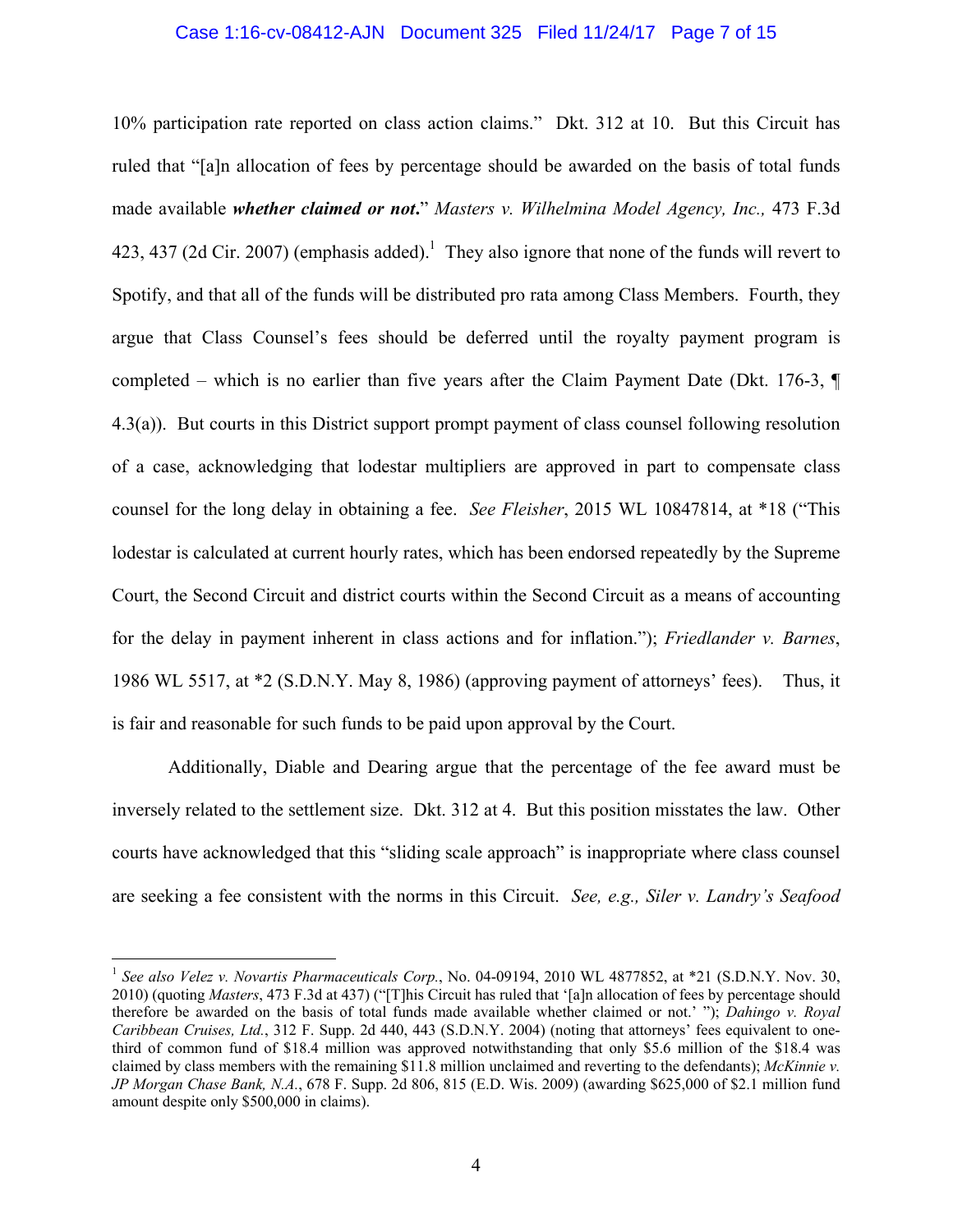10% participation rate reported on class action claims." Dkt. 312 at 10. But this Circuit has ruled that "[a]n allocation of fees by percentage should be awarded on the basis of total funds made available ***whether claimed or not***." *Masters v. Wilhelmina Model Agency, Inc.,* 473 F.3d 423, 437 (2d Cir. 2007) (emphasis added).[1] They also ignore that none of the funds will revert to Spotify, and that all of the funds will be distributed pro rata among Class Members. Fourth, they argue that Class Counsel's fees should be deferred until the royalty payment program is completed – which is no earlier than five years after the Claim Payment Date (Dkt. 176-3, ¶ 4.3(a)). But courts in this District support prompt payment of class counsel following resolution of a case, acknowledging that lodestar multipliers are approved in part to compensate class counsel for the long delay in obtaining a fee. *See Fleisher*, 2015 WL 10847814, at *18 ("This lodestar is calculated at current hourly rates, which has been endorsed repeatedly by the Supreme Court, the Second Circuit and district courts within the Second Circuit as a means of accounting for the delay in payment inherent in class actions and for inflation."); *Friedlander v. Barnes*, 1986 WL 5517, at *2 (S.D.N.Y. May 8, 1986) (approving payment of attorneys' fees). Thus, it is fair and reasonable for such funds to be paid upon approval by the Court.

Additionally, Diable and Dearing argue that the percentage of the fee award must be inversely related to the settlement size. Dkt. 312 at 4. But this position misstates the law. Other courts have acknowledged that this "sliding scale approach" is inappropriate where class counsel are seeking a fee consistent with the norms in this Circuit. *See, e.g., Siler v. Landry's Seafood*

---

[1] *See also Velez v. Novartis Pharmaceuticals Corp.*, No. 04-09194, 2010 WL 4877852, at *21 (S.D.N.Y. Nov. 30, 2010) (quoting *Masters*, 473 F.3d at 437) ("[T]his Circuit has ruled that '[a]n allocation of fees by percentage should therefore be awarded on the basis of total funds made available whether claimed or not.' "); *Dahingo v. Royal Caribbean Cruises, Ltd.*, 312 F. Supp. 2d 440, 443 (S.D.N.Y. 2004) (noting that attorneys' fees equivalent to one-third of common fund of $18.4 million was approved notwithstanding that only $5.6 million of the $18.4 was claimed by class members with the remaining $11.8 million unclaimed and reverting to the defendants); *McKinnie v. JP Morgan Chase Bank, N.A.*, 678 F. Supp. 2d 806, 815 (E.D. Wis. 2009) (awarding $625,000 of $2.1 million fund amount despite only $500,000 in claims).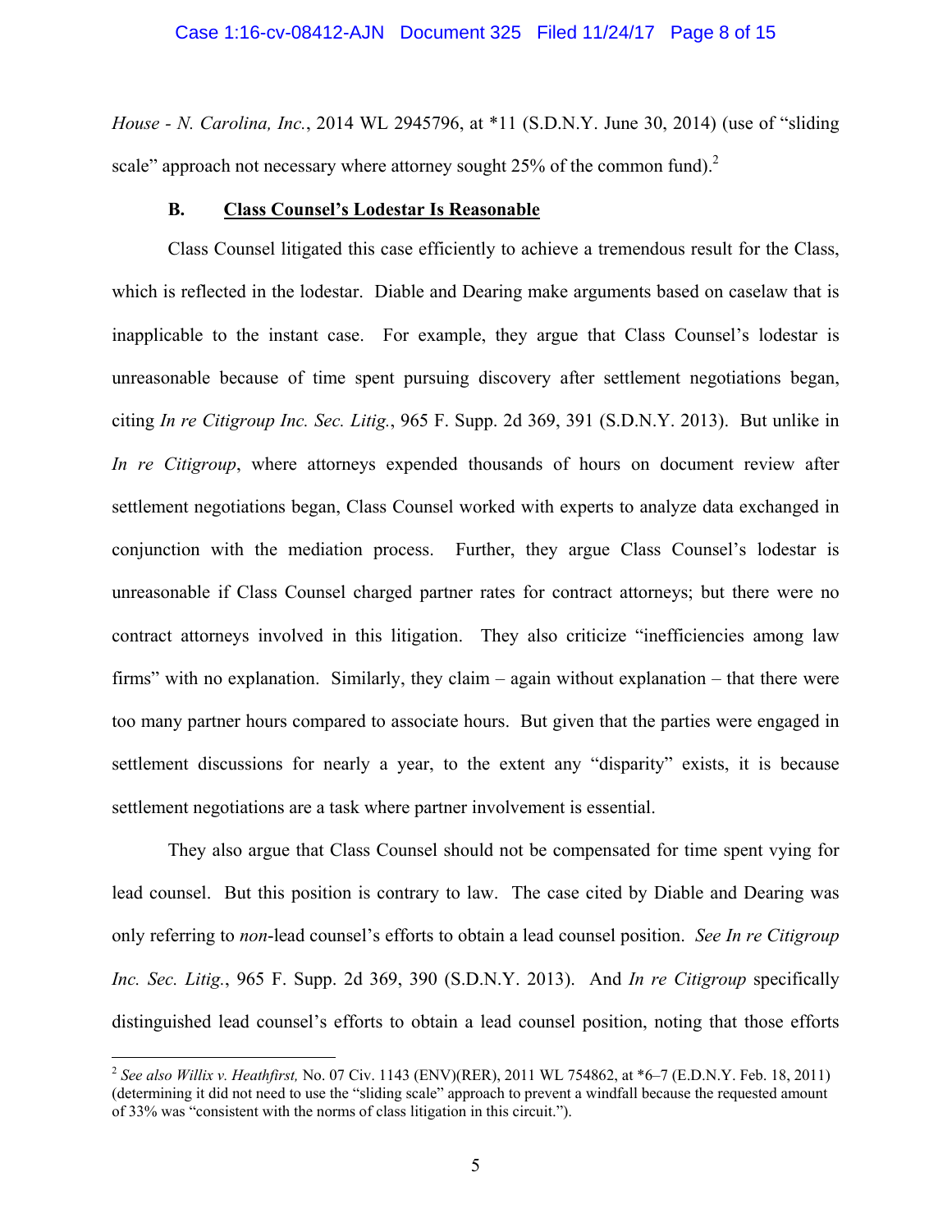*House - N. Carolina, Inc.*, 2014 WL 2945796, at *11 (S.D.N.Y. June 30, 2014) (use of "sliding scale" approach not necessary where attorney sought 25% of the common fund).[2]

### B. <u>Class Counsel's Lodestar Is Reasonable</u>

Class Counsel litigated this case efficiently to achieve a tremendous result for the Class, which is reflected in the lodestar. Diable and Dearing make arguments based on caselaw that is inapplicable to the instant case. For example, they argue that Class Counsel's lodestar is unreasonable because of time spent pursuing discovery after settlement negotiations began, citing *In re Citigroup Inc. Sec. Litig.*, 965 F. Supp. 2d 369, 391 (S.D.N.Y. 2013). But unlike in *In re Citigroup*, where attorneys expended thousands of hours on document review after settlement negotiations began, Class Counsel worked with experts to analyze data exchanged in conjunction with the mediation process. Further, they argue Class Counsel's lodestar is unreasonable if Class Counsel charged partner rates for contract attorneys; but there were no contract attorneys involved in this litigation. They also criticize "inefficiencies among law firms" with no explanation. Similarly, they claim – again without explanation – that there were too many partner hours compared to associate hours. But given that the parties were engaged in settlement discussions for nearly a year, to the extent any "disparity" exists, it is because settlement negotiations are a task where partner involvement is essential.

They also argue that Class Counsel should not be compensated for time spent vying for lead counsel. But this position is contrary to law. The case cited by Diable and Dearing was only referring to *non*-lead counsel's efforts to obtain a lead counsel position. *See In re Citigroup Inc. Sec. Litig.*, 965 F. Supp. 2d 369, 390 (S.D.N.Y. 2013). And *In re Citigroup* specifically distinguished lead counsel's efforts to obtain a lead counsel position, noting that those efforts

---

[2] *See also Willix v. Heathfirst,* No. 07 Civ. 1143 (ENV)(RER), 2011 WL 754862, at *6–7 (E.D.N.Y. Feb. 18, 2011) (determining it did not need to use the "sliding scale" approach to prevent a windfall because the requested amount of 33% was "consistent with the norms of class litigation in this circuit.").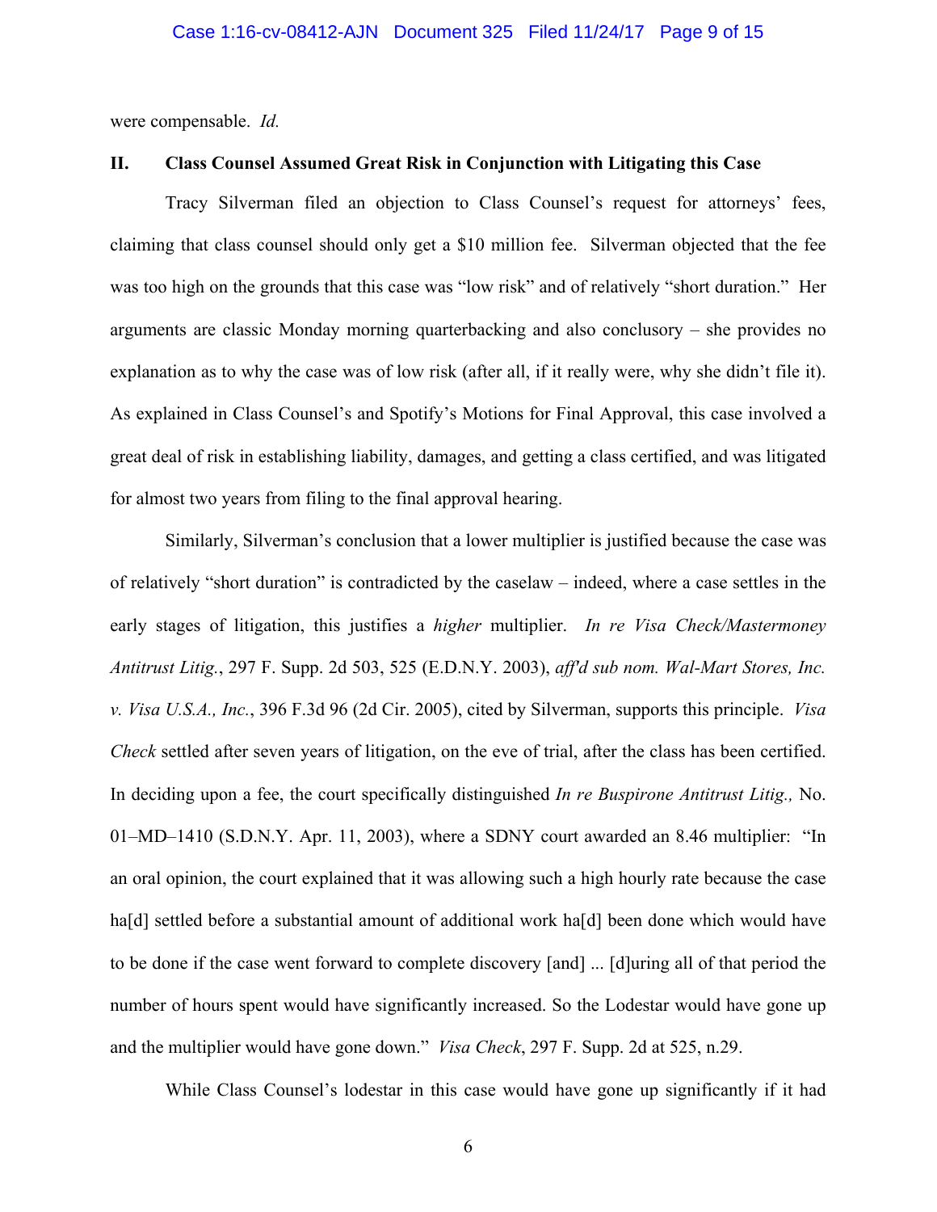were compensable. *Id.*

## II. Class Counsel Assumed Great Risk in Conjunction with Litigating this Case

Tracy Silverman filed an objection to Class Counsel's request for attorneys' fees, claiming that class counsel should only get a $10 million fee. Silverman objected that the fee was too high on the grounds that this case was "low risk" and of relatively "short duration." Her arguments are classic Monday morning quarterbacking and also conclusory – she provides no explanation as to why the case was of low risk (after all, if it really were, why she didn't file it). As explained in Class Counsel's and Spotify's Motions for Final Approval, this case involved a great deal of risk in establishing liability, damages, and getting a class certified, and was litigated for almost two years from filing to the final approval hearing.

Similarly, Silverman's conclusion that a lower multiplier is justified because the case was of relatively "short duration" is contradicted by the caselaw – indeed, where a case settles in the early stages of litigation, this justifies a *higher* multiplier. *In re Visa Check/Mastermoney Antitrust Litig.*, 297 F. Supp. 2d 503, 525 (E.D.N.Y. 2003), *aff'd sub nom. Wal-Mart Stores, Inc. v. Visa U.S.A., Inc.*, 396 F.3d 96 (2d Cir. 2005), cited by Silverman, supports this principle. *Visa Check* settled after seven years of litigation, on the eve of trial, after the class has been certified. In deciding upon a fee, the court specifically distinguished *In re Buspirone Antitrust Litig.,* No. 01–MD–1410 (S.D.N.Y. Apr. 11, 2003), where a SDNY court awarded an 8.46 multiplier: "In an oral opinion, the court explained that it was allowing such a high hourly rate because the case ha[d] settled before a substantial amount of additional work ha[d] been done which would have to be done if the case went forward to complete discovery [and] ... [d]uring all of that period the number of hours spent would have significantly increased. So the Lodestar would have gone up and the multiplier would have gone down." *Visa Check*, 297 F. Supp. 2d at 525, n.29.

While Class Counsel's lodestar in this case would have gone up significantly if it had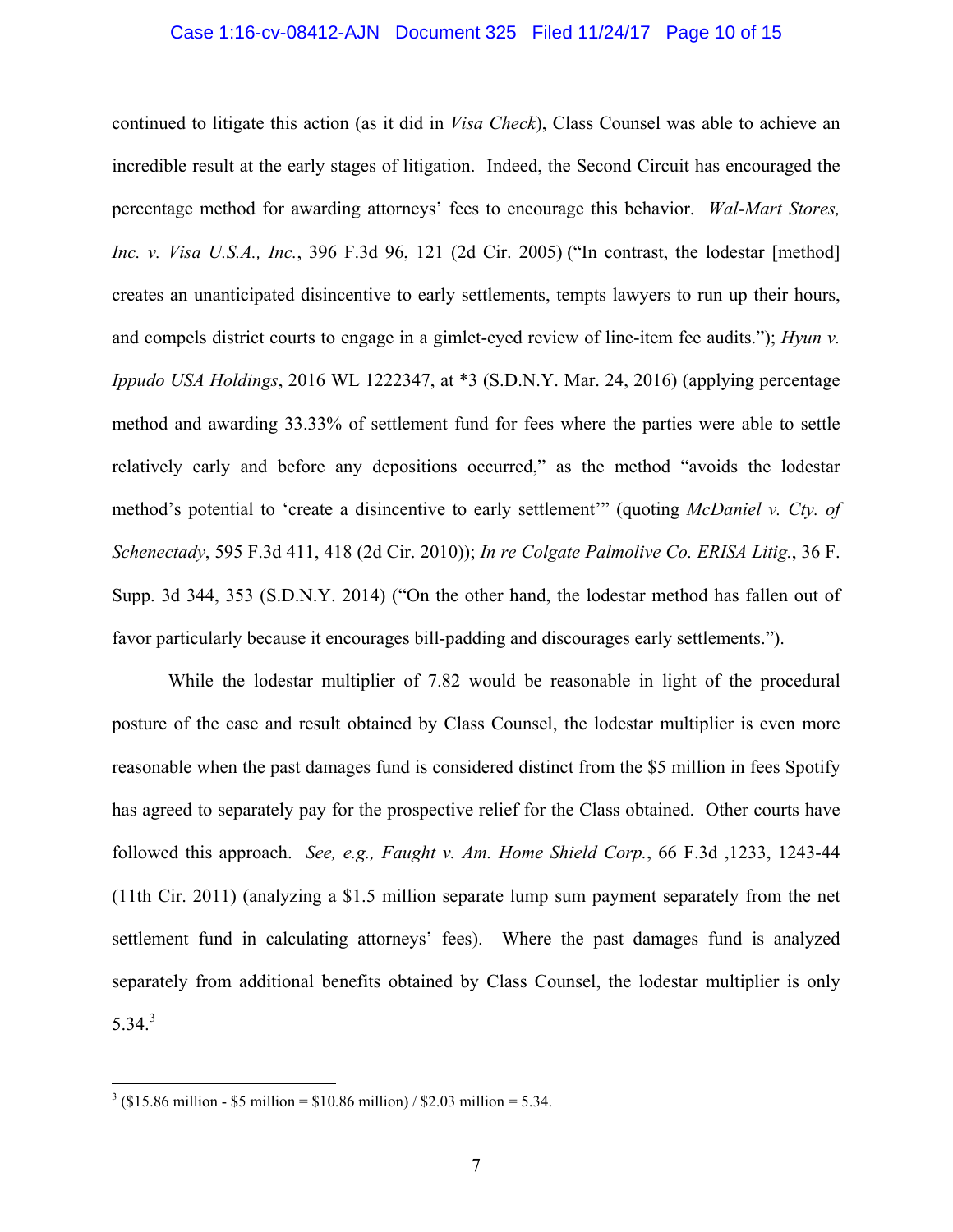continued to litigate this action (as it did in *Visa Check*), Class Counsel was able to achieve an incredible result at the early stages of litigation. Indeed, the Second Circuit has encouraged the percentage method for awarding attorneys' fees to encourage this behavior. *Wal-Mart Stores, Inc. v. Visa U.S.A., Inc.*, 396 F.3d 96, 121 (2d Cir. 2005) ("In contrast, the lodestar [method] creates an unanticipated disincentive to early settlements, tempts lawyers to run up their hours, and compels district courts to engage in a gimlet-eyed review of line-item fee audits."); *Hyun v. Ippudo USA Holdings*, 2016 WL 1222347, at *3 (S.D.N.Y. Mar. 24, 2016) (applying percentage method and awarding 33.33% of settlement fund for fees where the parties were able to settle relatively early and before any depositions occurred," as the method "avoids the lodestar method's potential to 'create a disincentive to early settlement'" (quoting *McDaniel v. Cty. of Schenectady*, 595 F.3d 411, 418 (2d Cir. 2010)); *In re Colgate Palmolive Co. ERISA Litig.*, 36 F. Supp. 3d 344, 353 (S.D.N.Y. 2014) ("On the other hand, the lodestar method has fallen out of favor particularly because it encourages bill-padding and discourages early settlements.").

While the lodestar multiplier of 7.82 would be reasonable in light of the procedural posture of the case and result obtained by Class Counsel, the lodestar multiplier is even more reasonable when the past damages fund is considered distinct from the $5 million in fees Spotify has agreed to separately pay for the prospective relief for the Class obtained. Other courts have followed this approach. *See, e.g., Faught v. Am. Home Shield Corp.*, 66 F.3d ,1233, 1243-44 (11th Cir. 2011) (analyzing a $1.5 million separate lump sum payment separately from the net settlement fund in calculating attorneys' fees). Where the past damages fund is analyzed separately from additional benefits obtained by Class Counsel, the lodestar multiplier is only 5.34.[3]

[3] ($15.86 million - $5 million = $10.86 million) / $2.03 million = 5.34.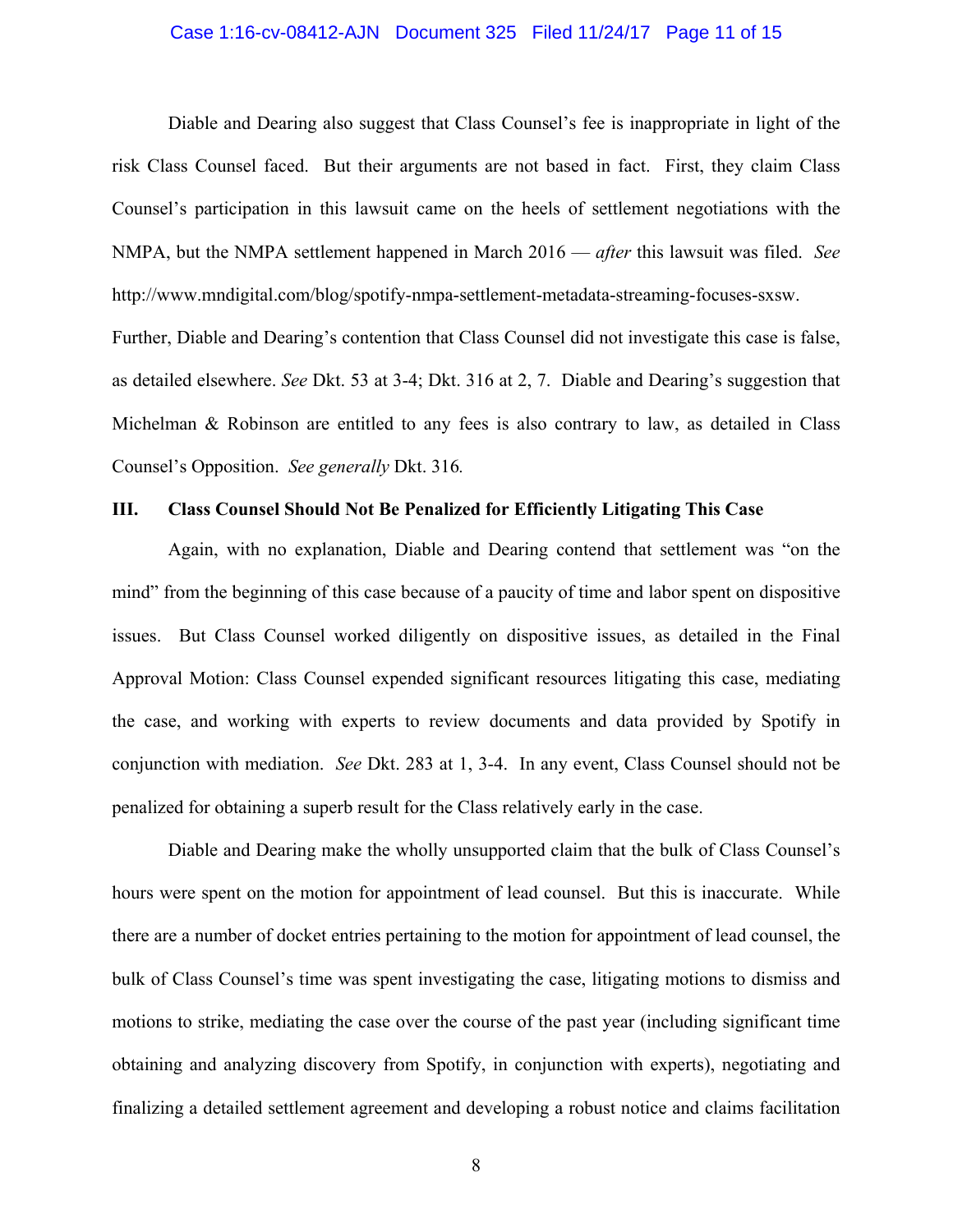Diable and Dearing also suggest that Class Counsel's fee is inappropriate in light of the risk Class Counsel faced. But their arguments are not based in fact. First, they claim Class Counsel's participation in this lawsuit came on the heels of settlement negotiations with the NMPA, but the NMPA settlement happened in March 2016 — *after* this lawsuit was filed. *See* http://www.mndigital.com/blog/spotify-nmpa-settlement-metadata-streaming-focuses-sxsw. Further, Diable and Dearing's contention that Class Counsel did not investigate this case is false, as detailed elsewhere. *See* Dkt. 53 at 3-4; Dkt. 316 at 2, 7. Diable and Dearing's suggestion that Michelman & Robinson are entitled to any fees is also contrary to law, as detailed in Class Counsel's Opposition. *See generally* Dkt. 316*.*

### III. Class Counsel Should Not Be Penalized for Efficiently Litigating This Case

Again, with no explanation, Diable and Dearing contend that settlement was "on the mind" from the beginning of this case because of a paucity of time and labor spent on dispositive issues. But Class Counsel worked diligently on dispositive issues, as detailed in the Final Approval Motion: Class Counsel expended significant resources litigating this case, mediating the case, and working with experts to review documents and data provided by Spotify in conjunction with mediation. *See* Dkt. 283 at 1, 3-4. In any event, Class Counsel should not be penalized for obtaining a superb result for the Class relatively early in the case.

Diable and Dearing make the wholly unsupported claim that the bulk of Class Counsel's hours were spent on the motion for appointment of lead counsel. But this is inaccurate. While there are a number of docket entries pertaining to the motion for appointment of lead counsel, the bulk of Class Counsel's time was spent investigating the case, litigating motions to dismiss and motions to strike, mediating the case over the course of the past year (including significant time obtaining and analyzing discovery from Spotify, in conjunction with experts), negotiating and finalizing a detailed settlement agreement and developing a robust notice and claims facilitation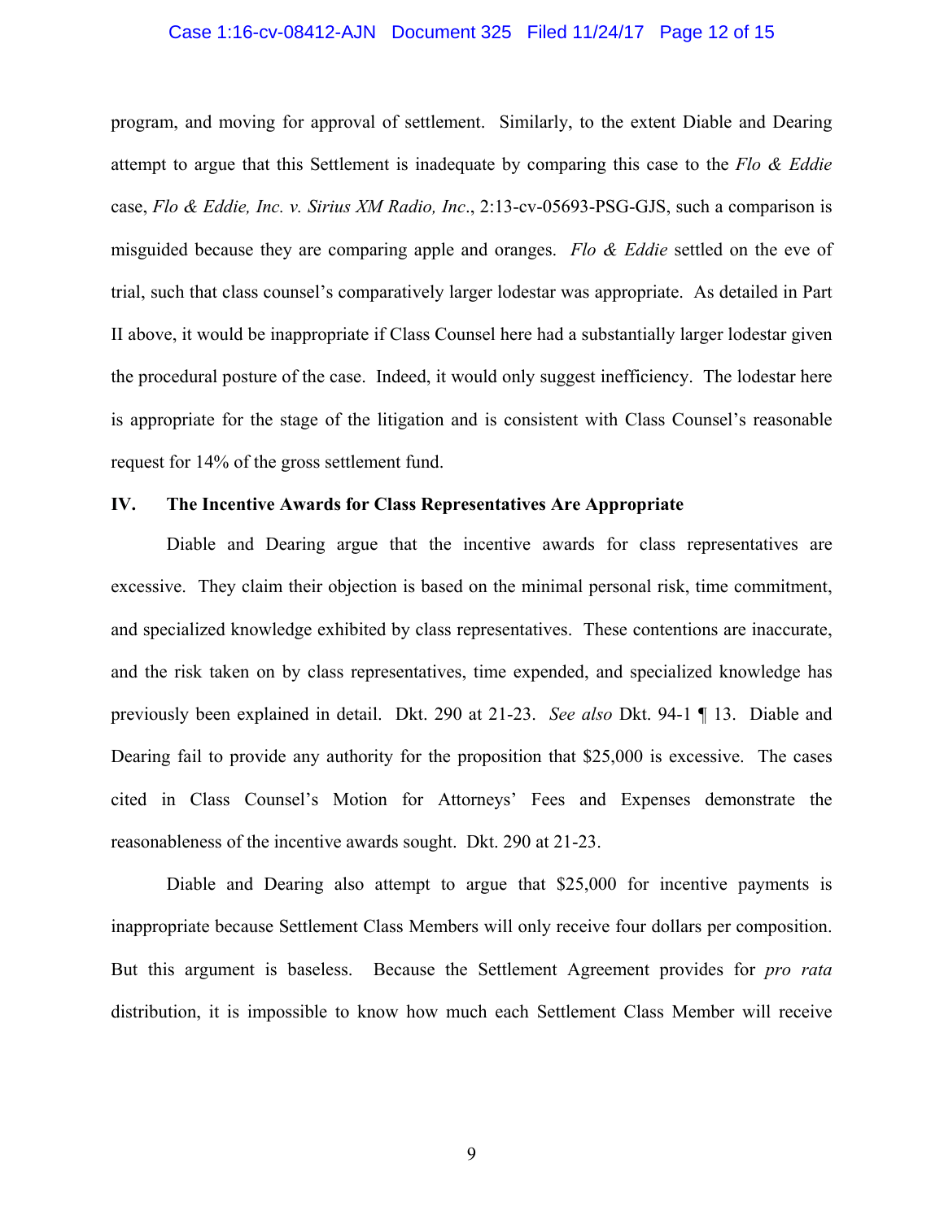program, and moving for approval of settlement. Similarly, to the extent Diable and Dearing attempt to argue that this Settlement is inadequate by comparing this case to the *Flo & Eddie* case, *Flo & Eddie, Inc. v. Sirius XM Radio, Inc*., 2:13-cv-05693-PSG-GJS, such a comparison is misguided because they are comparing apple and oranges. *Flo & Eddie* settled on the eve of trial, such that class counsel's comparatively larger lodestar was appropriate. As detailed in Part II above, it would be inappropriate if Class Counsel here had a substantially larger lodestar given the procedural posture of the case. Indeed, it would only suggest inefficiency. The lodestar here is appropriate for the stage of the litigation and is consistent with Class Counsel's reasonable request for 14% of the gross settlement fund.

## IV. The Incentive Awards for Class Representatives Are Appropriate

Diable and Dearing argue that the incentive awards for class representatives are excessive. They claim their objection is based on the minimal personal risk, time commitment, and specialized knowledge exhibited by class representatives. These contentions are inaccurate, and the risk taken on by class representatives, time expended, and specialized knowledge has previously been explained in detail. Dkt. 290 at 21-23. *See also* Dkt. 94-1 ¶ 13. Diable and Dearing fail to provide any authority for the proposition that $25,000 is excessive. The cases cited in Class Counsel's Motion for Attorneys' Fees and Expenses demonstrate the reasonableness of the incentive awards sought. Dkt. 290 at 21-23.

Diable and Dearing also attempt to argue that $25,000 for incentive payments is inappropriate because Settlement Class Members will only receive four dollars per composition. But this argument is baseless. Because the Settlement Agreement provides for *pro rata* distribution, it is impossible to know how much each Settlement Class Member will receive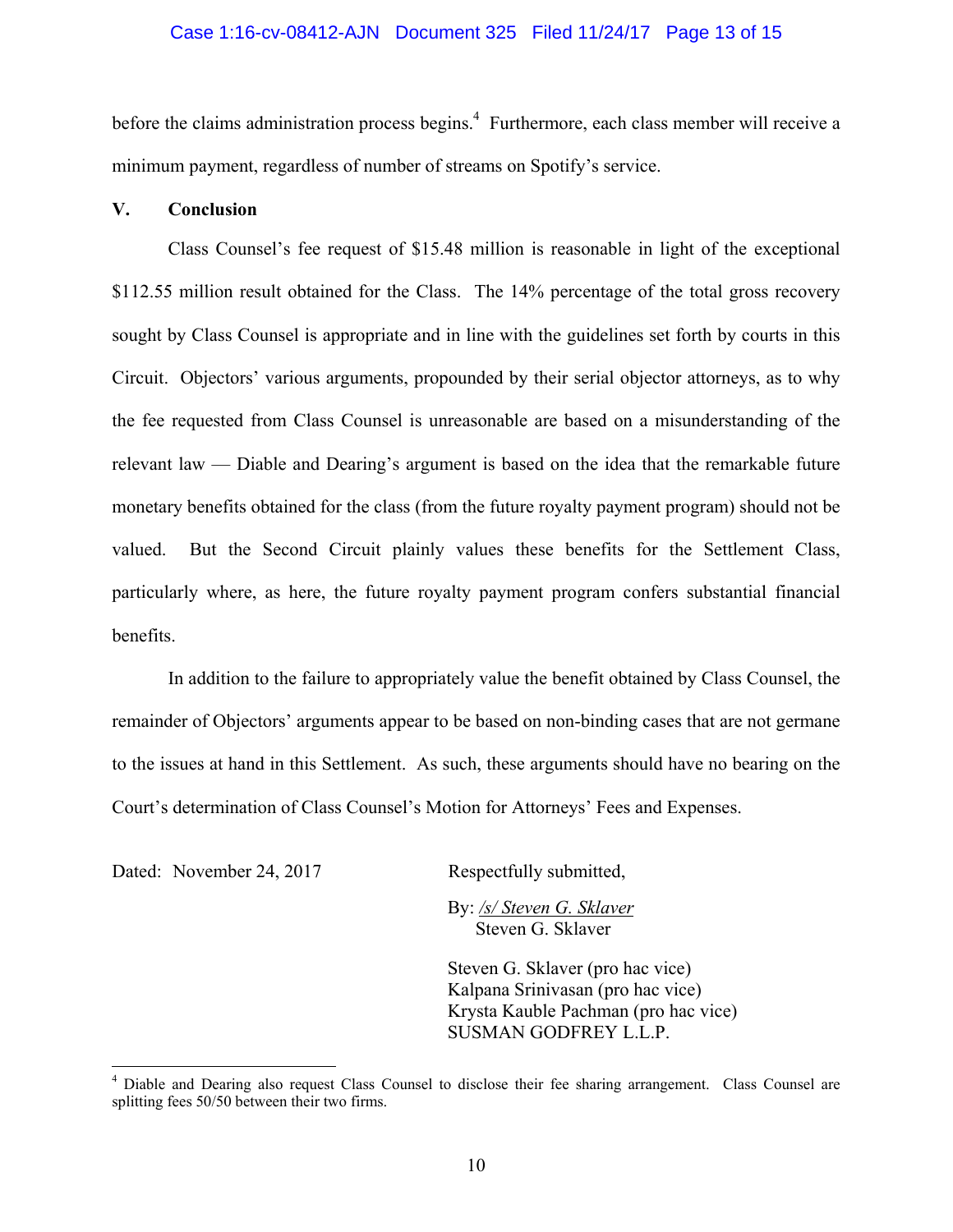before the claims administration process begins.[4] Furthermore, each class member will receive a minimum payment, regardless of number of streams on Spotify's service.

## V. Conclusion

Class Counsel's fee request of $15.48 million is reasonable in light of the exceptional $112.55 million result obtained for the Class. The 14% percentage of the total gross recovery sought by Class Counsel is appropriate and in line with the guidelines set forth by courts in this Circuit. Objectors' various arguments, propounded by their serial objector attorneys, as to why the fee requested from Class Counsel is unreasonable are based on a misunderstanding of the relevant law — Diable and Dearing's argument is based on the idea that the remarkable future monetary benefits obtained for the class (from the future royalty payment program) should not be valued. But the Second Circuit plainly values these benefits for the Settlement Class, particularly where, as here, the future royalty payment program confers substantial financial benefits.

In addition to the failure to appropriately value the benefit obtained by Class Counsel, the remainder of Objectors' arguments appear to be based on non-binding cases that are not germane to the issues at hand in this Settlement. As such, these arguments should have no bearing on the Court's determination of Class Counsel's Motion for Attorneys' Fees and Expenses.

Dated: November 24, 2017

Respectfully submitted,

By: /s/ Steven G. Sklaver
Steven G. Sklaver

Steven G. Sklaver (pro hac vice)
Kalpana Srinivasan (pro hac vice)
Krysta Kauble Pachman (pro hac vice)
SUSMAN GODFREY L.L.P.

[4] Diable and Dearing also request Class Counsel to disclose their fee sharing arrangement. Class Counsel are splitting fees 50/50 between their two firms.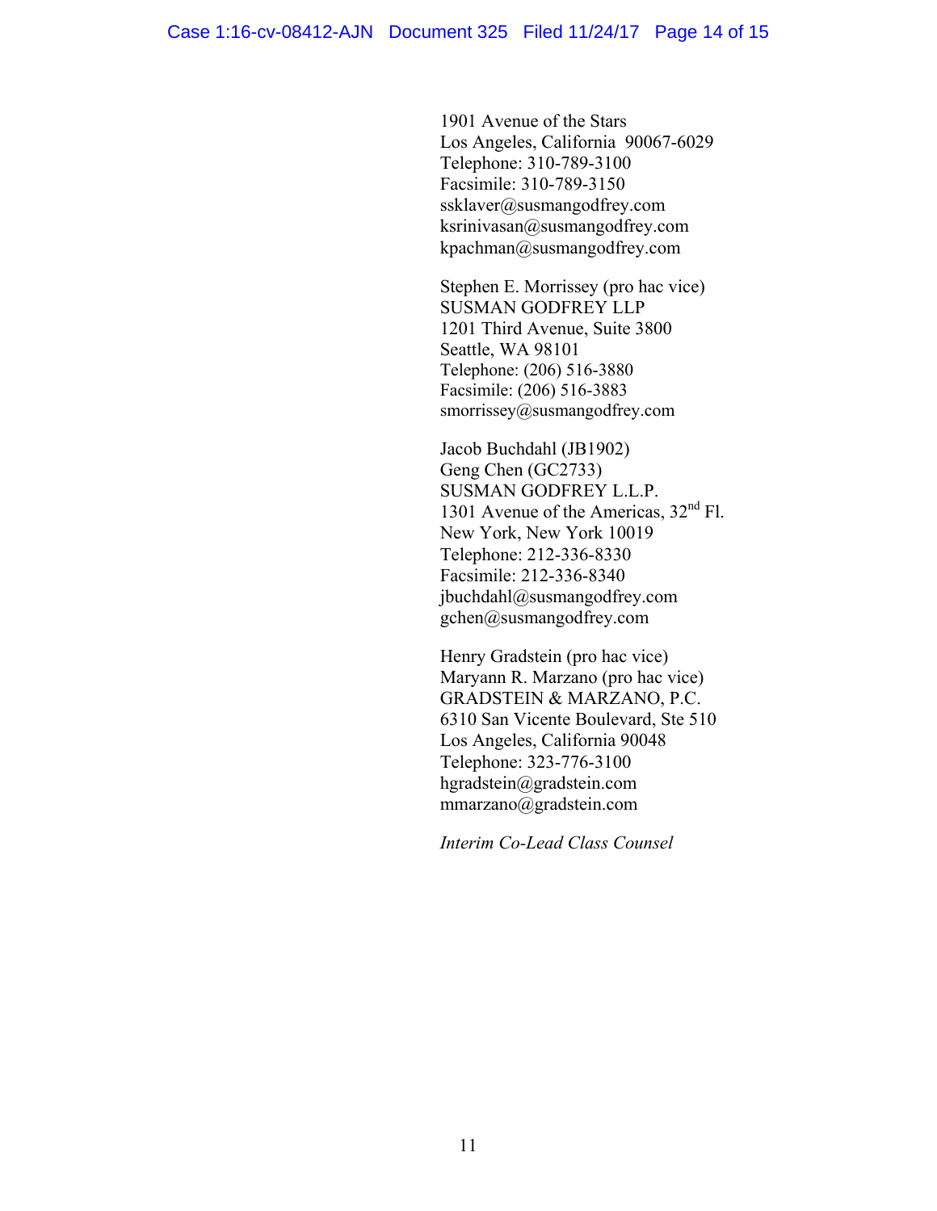1901 Avenue of the Stars
Los Angeles, California 90067-6029
Telephone: 310-789-3100
Facsimile: 310-789-3150
ssklaver@susmangodfrey.com
ksrinivasan@susmangodfrey.com
kpachman@susmangodfrey.com

Stephen E. Morrissey (pro hac vice)
SUSMAN GODFREY LLP
1201 Third Avenue, Suite 3800
Seattle, WA 98101
Telephone: (206) 516-3880
Facsimile: (206) 516-3883
smorrissey@susmangodfrey.com

Jacob Buchdahl (JB1902)
Geng Chen (GC2733)
SUSMAN GODFREY L.L.P.
1301 Avenue of the Americas, 32nd Fl.
New York, New York 10019
Telephone: 212-336-8330
Facsimile: 212-336-8340
jbuchdahl@susmangodfrey.com
gchen@susmangodfrey.com

Henry Gradstein (pro hac vice)
Maryann R. Marzano (pro hac vice)
GRADSTEIN & MARZANO, P.C.
6310 San Vicente Boulevard, Ste 510
Los Angeles, California 90048
Telephone: 323-776-3100
hgradstein@gradstein.com
mmarzano@gradstein.com

*Interim Co-Lead Class Counsel*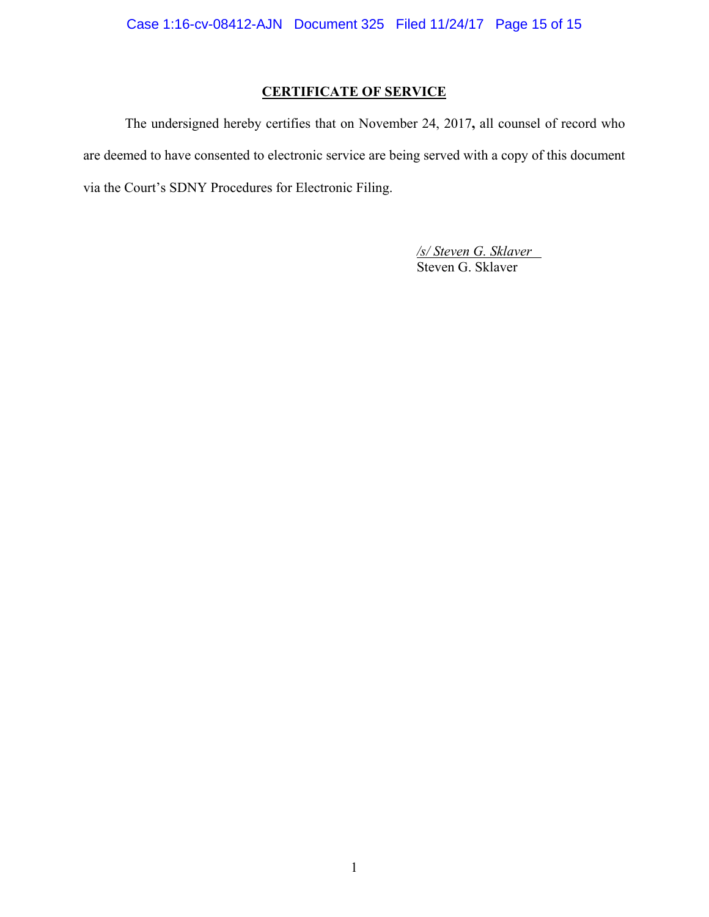**CERTIFICATE OF SERVICE**

The undersigned hereby certifies that on November 24, 2017**,** all counsel of record who are deemed to have consented to electronic service are being served with a copy of this document via the Court's SDNY Procedures for Electronic Filing.

*/s/ Steven G. Sklaver*
Steven G. Sklaver